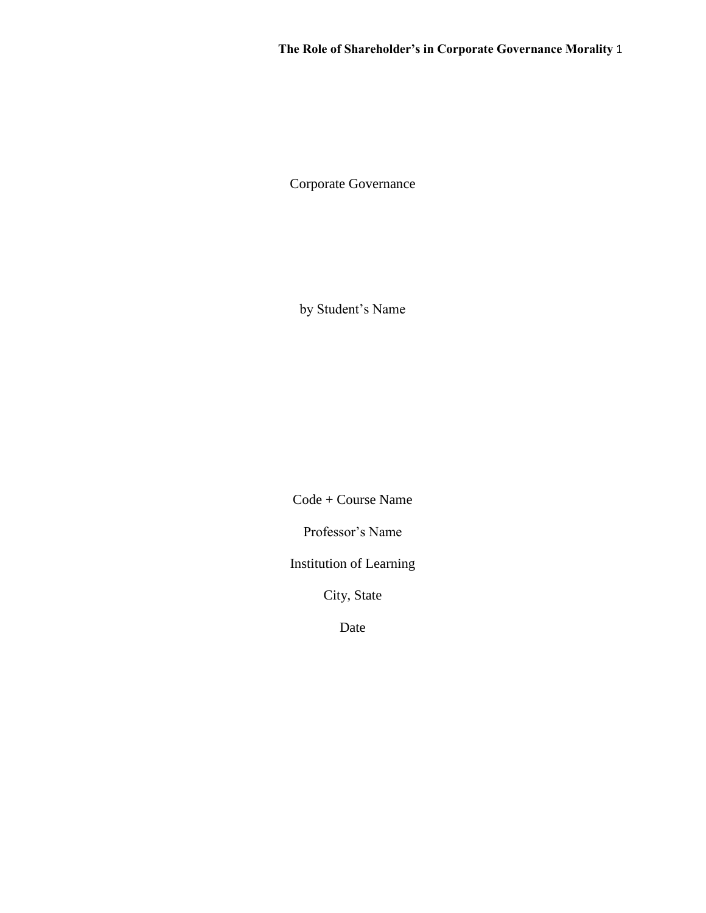Corporate Governance

by Student's Name

Code + Course Name

Professor's Name

Institution of Learning

City, State

Date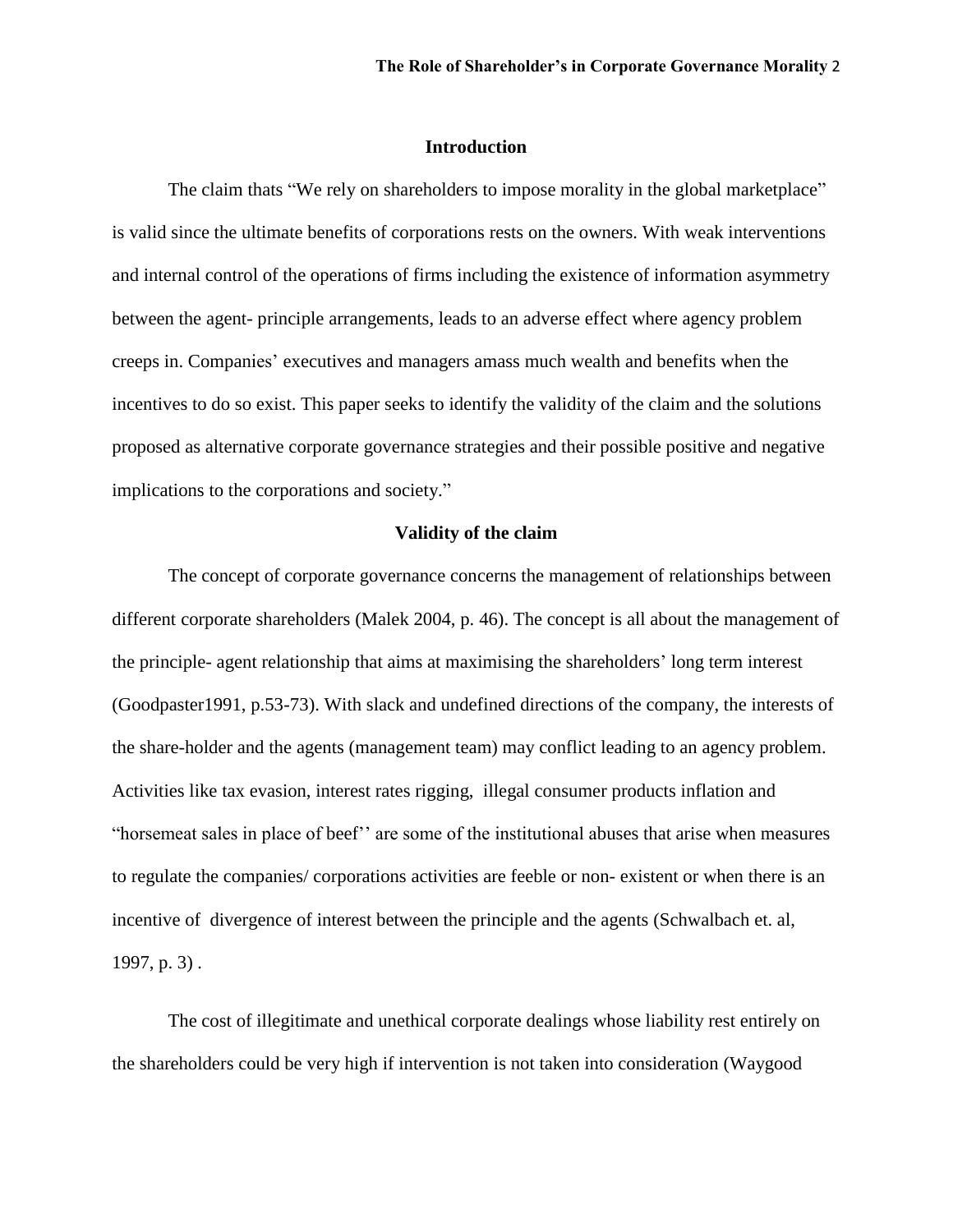## Introduction

The claim thats "We rely on shareholders to impose morality in the global marketplace" is valid since the ultimate benefits of corporations rests on the owners. With weak interventions and internal control of the operations of firms including the existence of information asymmetry between the agent- principle arrangements, leads to an adverse effect where agency problem creeps in. Companies' executives and managers amass much wealth and benefits when the incentives to do so exist. This paper seeks to identify the validity of the claim and the solutions proposed as alternative corporate governance strategies and their possible positive and negative implications to the corporations and society."

## Validity of the claim

The concept of corporate governance concerns the management of relationships between different corporate shareholders (Malek 2004, p. 46). The concept is all about the management of the principle- agent relationship that aims at maximising the shareholders' long term interest (Goodpaster1991, p.53-73). With slack and undefined directions of the company, the interests of the share-holder and the agents (management team) may conflict leading to an agency problem. Activities like tax evasion, interest rates rigging, illegal consumer products inflation and "horsemeat sales in place of beef'' are some of the institutional abuses that arise when measures to regulate the companies/ corporations activities are feeble or non- existent or when there is an incentive of divergence of interest between the principle and the agents (Schwalbach et. al, 1997, p. 3) .

The cost of illegitimate and unethical corporate dealings whose liability rest entirely on the shareholders could be very high if intervention is not taken into consideration (Waygood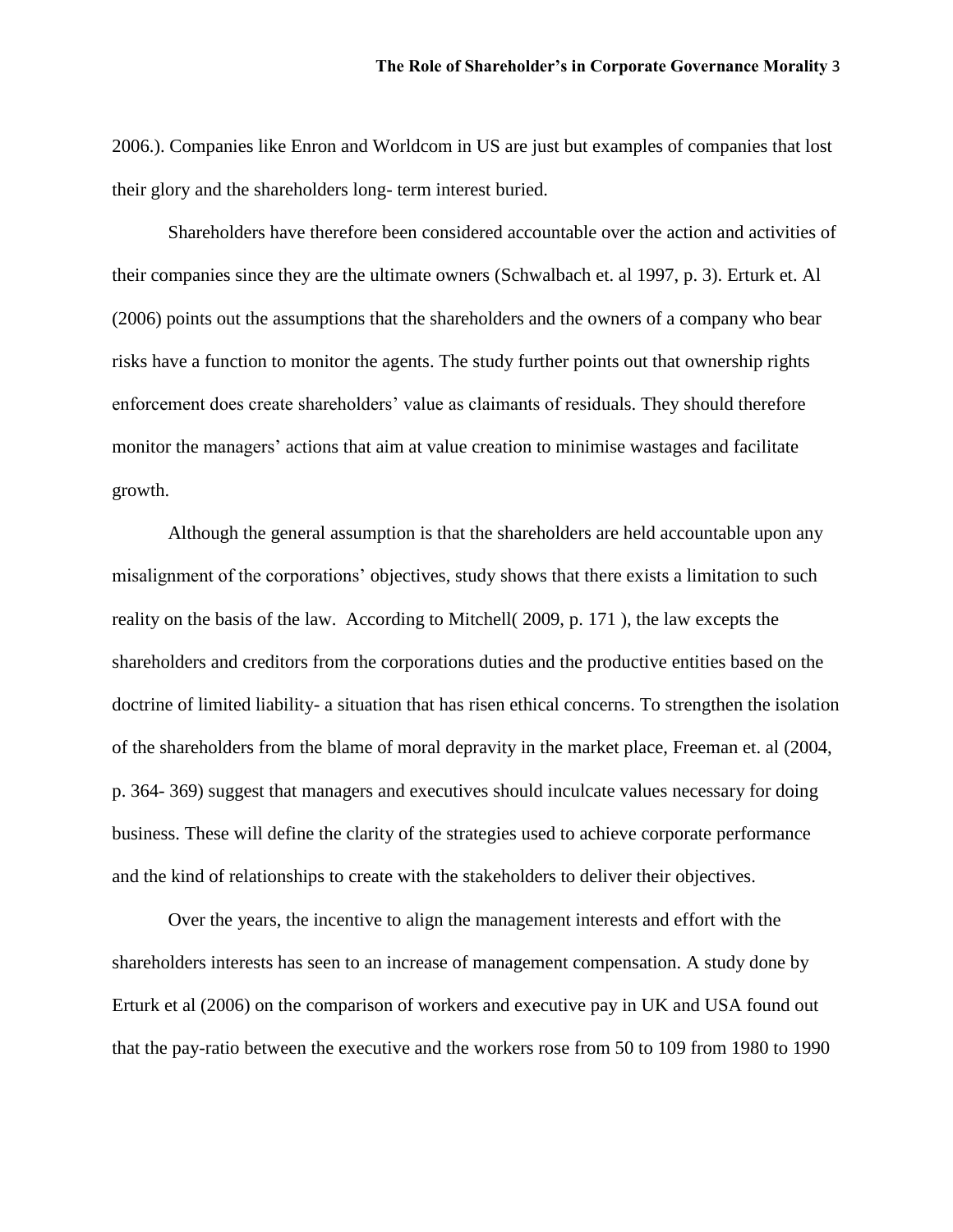2006.). Companies like Enron and Worldcom in US are just but examples of companies that lost their glory and the shareholders long- term interest buried.

Shareholders have therefore been considered accountable over the action and activities of their companies since they are the ultimate owners (Schwalbach et. al 1997, p. 3). Erturk et. Al (2006) points out the assumptions that the shareholders and the owners of a company who bear risks have a function to monitor the agents. The study further points out that ownership rights enforcement does create shareholders' value as claimants of residuals. They should therefore monitor the managers' actions that aim at value creation to minimise wastages and facilitate growth.

Although the general assumption is that the shareholders are held accountable upon any misalignment of the corporations' objectives, study shows that there exists a limitation to such reality on the basis of the law. According to Mitchell( 2009, p. 171 ), the law excepts the shareholders and creditors from the corporations duties and the productive entities based on the doctrine of limited liability- a situation that has risen ethical concerns. To strengthen the isolation of the shareholders from the blame of moral depravity in the market place, Freeman et. al (2004, p. 364- 369) suggest that managers and executives should inculcate values necessary for doing business. These will define the clarity of the strategies used to achieve corporate performance and the kind of relationships to create with the stakeholders to deliver their objectives.

Over the years, the incentive to align the management interests and effort with the shareholders interests has seen to an increase of management compensation. A study done by Erturk et al (2006) on the comparison of workers and executive pay in UK and USA found out that the pay-ratio between the executive and the workers rose from 50 to 109 from 1980 to 1990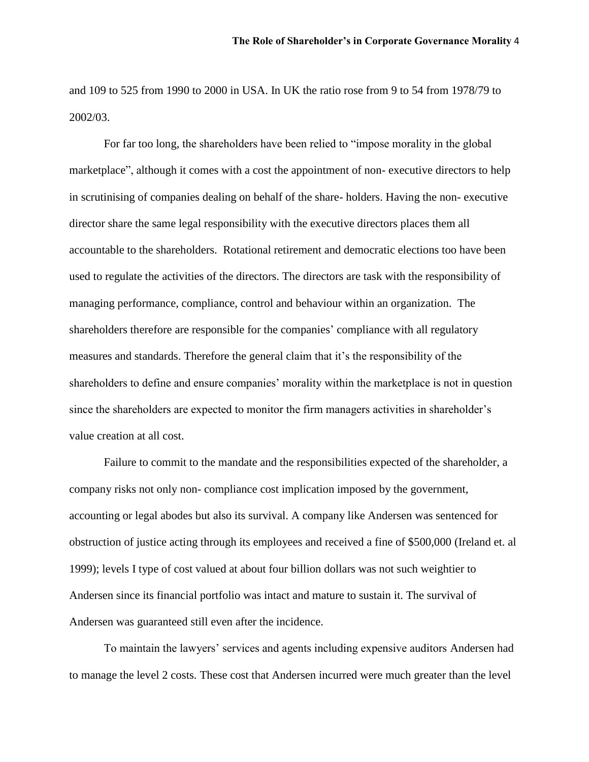and 109 to 525 from 1990 to 2000 in USA. In UK the ratio rose from 9 to 54 from 1978/79 to 2002/03.

For far too long, the shareholders have been relied to "impose morality in the global marketplace", although it comes with a cost the appointment of non- executive directors to help in scrutinising of companies dealing on behalf of the share- holders. Having the non- executive director share the same legal responsibility with the executive directors places them all accountable to the shareholders. Rotational retirement and democratic elections too have been used to regulate the activities of the directors. The directors are task with the responsibility of managing performance, compliance, control and behaviour within an organization. The shareholders therefore are responsible for the companies' compliance with all regulatory measures and standards. Therefore the general claim that it's the responsibility of the shareholders to define and ensure companies' morality within the marketplace is not in question since the shareholders are expected to monitor the firm managers activities in shareholder's value creation at all cost.

Failure to commit to the mandate and the responsibilities expected of the shareholder, a company risks not only non- compliance cost implication imposed by the government, accounting or legal abodes but also its survival. A company like Andersen was sentenced for obstruction of justice acting through its employees and received a fine of $500,000 (Ireland et. al 1999); levels I type of cost valued at about four billion dollars was not such weightier to Andersen since its financial portfolio was intact and mature to sustain it. The survival of Andersen was guaranteed still even after the incidence.

To maintain the lawyers' services and agents including expensive auditors Andersen had to manage the level 2 costs. These cost that Andersen incurred were much greater than the level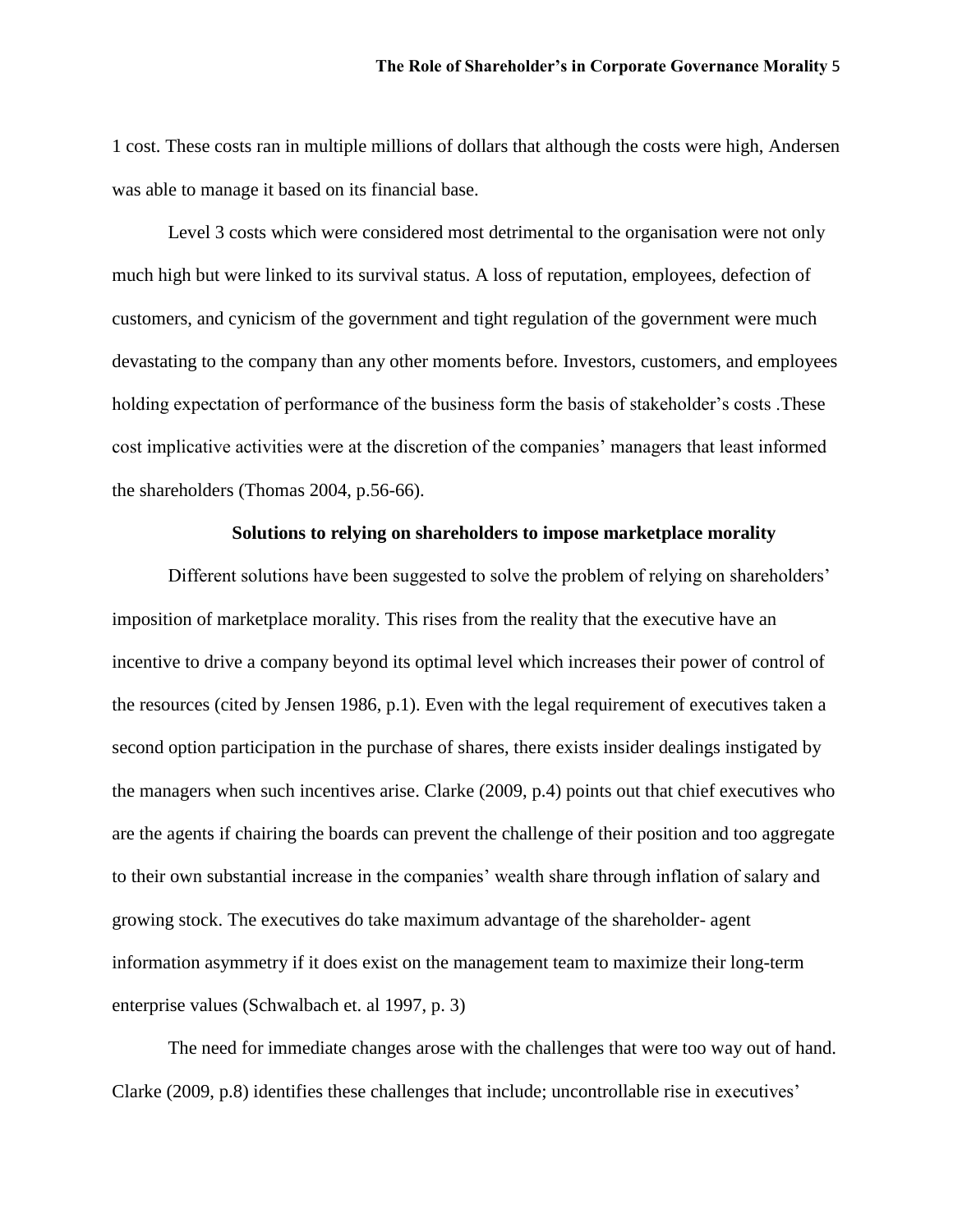1 cost. These costs ran in multiple millions of dollars that although the costs were high, Andersen was able to manage it based on its financial base.

Level 3 costs which were considered most detrimental to the organisation were not only much high but were linked to its survival status. A loss of reputation, employees, defection of customers, and cynicism of the government and tight regulation of the government were much devastating to the company than any other moments before. Investors, customers, and employees holding expectation of performance of the business form the basis of stakeholder's costs .These cost implicative activities were at the discretion of the companies' managers that least informed the shareholders (Thomas 2004, p.56-66).

## Solutions to relying on shareholders to impose marketplace morality

Different solutions have been suggested to solve the problem of relying on shareholders' imposition of marketplace morality. This rises from the reality that the executive have an incentive to drive a company beyond its optimal level which increases their power of control of the resources (cited by Jensen 1986, p.1). Even with the legal requirement of executives taken a second option participation in the purchase of shares, there exists insider dealings instigated by the managers when such incentives arise. Clarke (2009, p.4) points out that chief executives who are the agents if chairing the boards can prevent the challenge of their position and too aggregate to their own substantial increase in the companies' wealth share through inflation of salary and growing stock. The executives do take maximum advantage of the shareholder- agent information asymmetry if it does exist on the management team to maximize their long-term enterprise values (Schwalbach et. al 1997, p. 3)

The need for immediate changes arose with the challenges that were too way out of hand. Clarke (2009, p.8) identifies these challenges that include; uncontrollable rise in executives'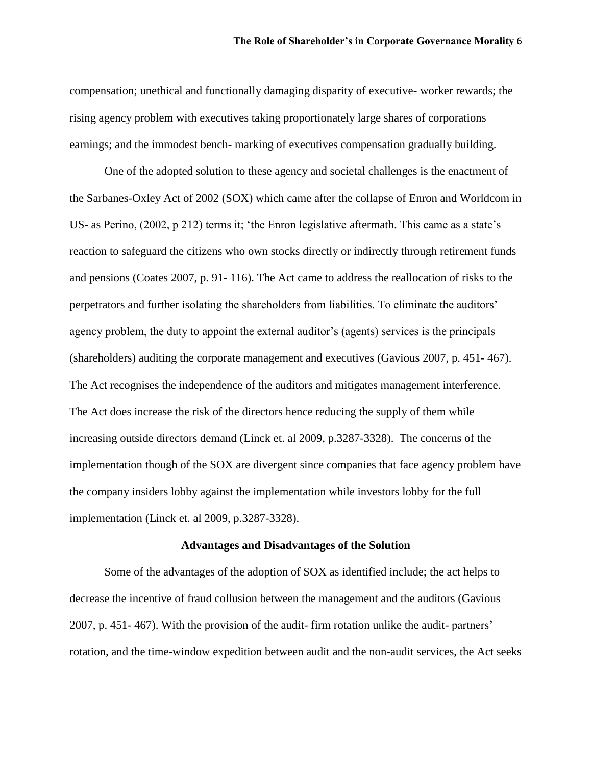compensation; unethical and functionally damaging disparity of executive- worker rewards; the rising agency problem with executives taking proportionately large shares of corporations earnings; and the immodest bench- marking of executives compensation gradually building.

One of the adopted solution to these agency and societal challenges is the enactment of the Sarbanes-Oxley Act of 2002 (SOX) which came after the collapse of Enron and Worldcom in US- as Perino, (2002, p 212) terms it; 'the Enron legislative aftermath. This came as a state's reaction to safeguard the citizens who own stocks directly or indirectly through retirement funds and pensions (Coates 2007, p. 91- 116). The Act came to address the reallocation of risks to the perpetrators and further isolating the shareholders from liabilities. To eliminate the auditors' agency problem, the duty to appoint the external auditor's (agents) services is the principals (shareholders) auditing the corporate management and executives (Gavious 2007, p. 451- 467). The Act recognises the independence of the auditors and mitigates management interference. The Act does increase the risk of the directors hence reducing the supply of them while increasing outside directors demand (Linck et. al 2009, p.3287-3328). The concerns of the implementation though of the SOX are divergent since companies that face agency problem have the company insiders lobby against the implementation while investors lobby for the full implementation (Linck et. al 2009, p.3287-3328).

## Advantages and Disadvantages of the Solution

Some of the advantages of the adoption of SOX as identified include; the act helps to decrease the incentive of fraud collusion between the management and the auditors (Gavious 2007, p. 451- 467). With the provision of the audit- firm rotation unlike the audit- partners' rotation, and the time-window expedition between audit and the non-audit services, the Act seeks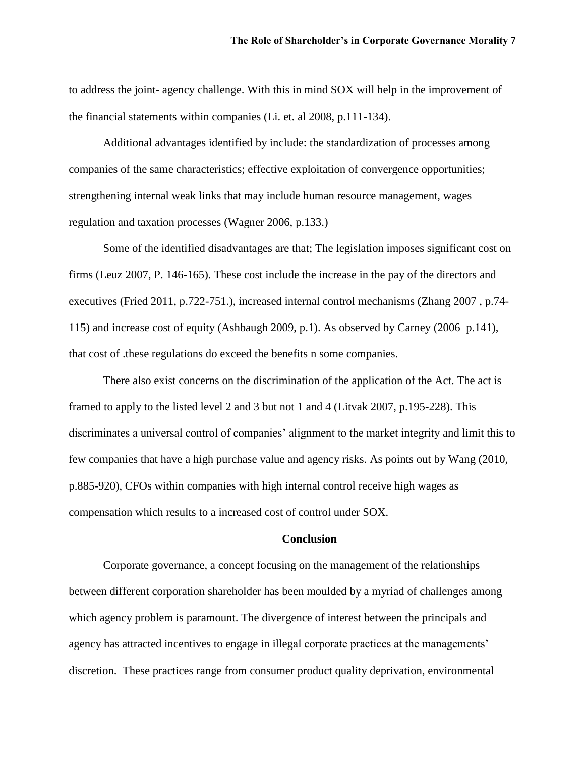to address the joint- agency challenge. With this in mind SOX will help in the improvement of the financial statements within companies (Li. et. al 2008, p.111-134).

Additional advantages identified by include: the standardization of processes among companies of the same characteristics; effective exploitation of convergence opportunities; strengthening internal weak links that may include human resource management, wages regulation and taxation processes (Wagner 2006, p.133.)

Some of the identified disadvantages are that; The legislation imposes significant cost on firms (Leuz 2007, P. 146-165). These cost include the increase in the pay of the directors and executives (Fried 2011, p.722-751.), increased internal control mechanisms (Zhang 2007 , p.74-115) and increase cost of equity (Ashbaugh 2009, p.1). As observed by Carney (2006 p.141), that cost of .these regulations do exceed the benefits n some companies.

There also exist concerns on the discrimination of the application of the Act. The act is framed to apply to the listed level 2 and 3 but not 1 and 4 (Litvak 2007, p.195-228). This discriminates a universal control of companies' alignment to the market integrity and limit this to few companies that have a high purchase value and agency risks. As points out by Wang (2010, p.885-920), CFOs within companies with high internal control receive high wages as compensation which results to a increased cost of control under SOX.

## Conclusion

Corporate governance, a concept focusing on the management of the relationships between different corporation shareholder has been moulded by a myriad of challenges among which agency problem is paramount. The divergence of interest between the principals and agency has attracted incentives to engage in illegal corporate practices at the managements' discretion. These practices range from consumer product quality deprivation, environmental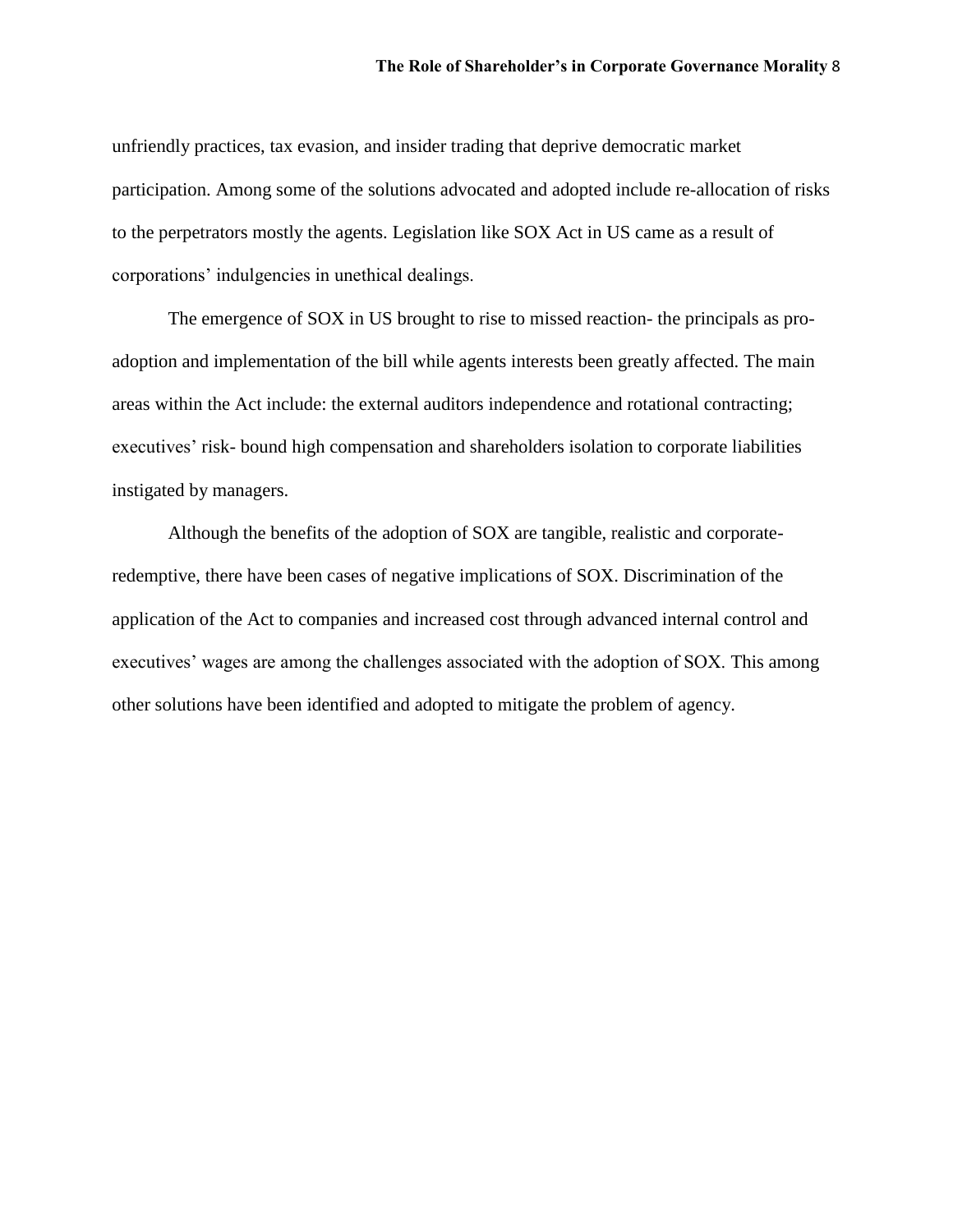unfriendly practices, tax evasion, and insider trading that deprive democratic market participation. Among some of the solutions advocated and adopted include re-allocation of risks to the perpetrators mostly the agents. Legislation like SOX Act in US came as a result of corporations' indulgencies in unethical dealings.

The emergence of SOX in US brought to rise to missed reaction- the principals as pro-adoption and implementation of the bill while agents interests been greatly affected. The main areas within the Act include: the external auditors independence and rotational contracting; executives' risk- bound high compensation and shareholders isolation to corporate liabilities instigated by managers.

Although the benefits of the adoption of SOX are tangible, realistic and corporate-redemptive, there have been cases of negative implications of SOX. Discrimination of the application of the Act to companies and increased cost through advanced internal control and executives' wages are among the challenges associated with the adoption of SOX. This among other solutions have been identified and adopted to mitigate the problem of agency.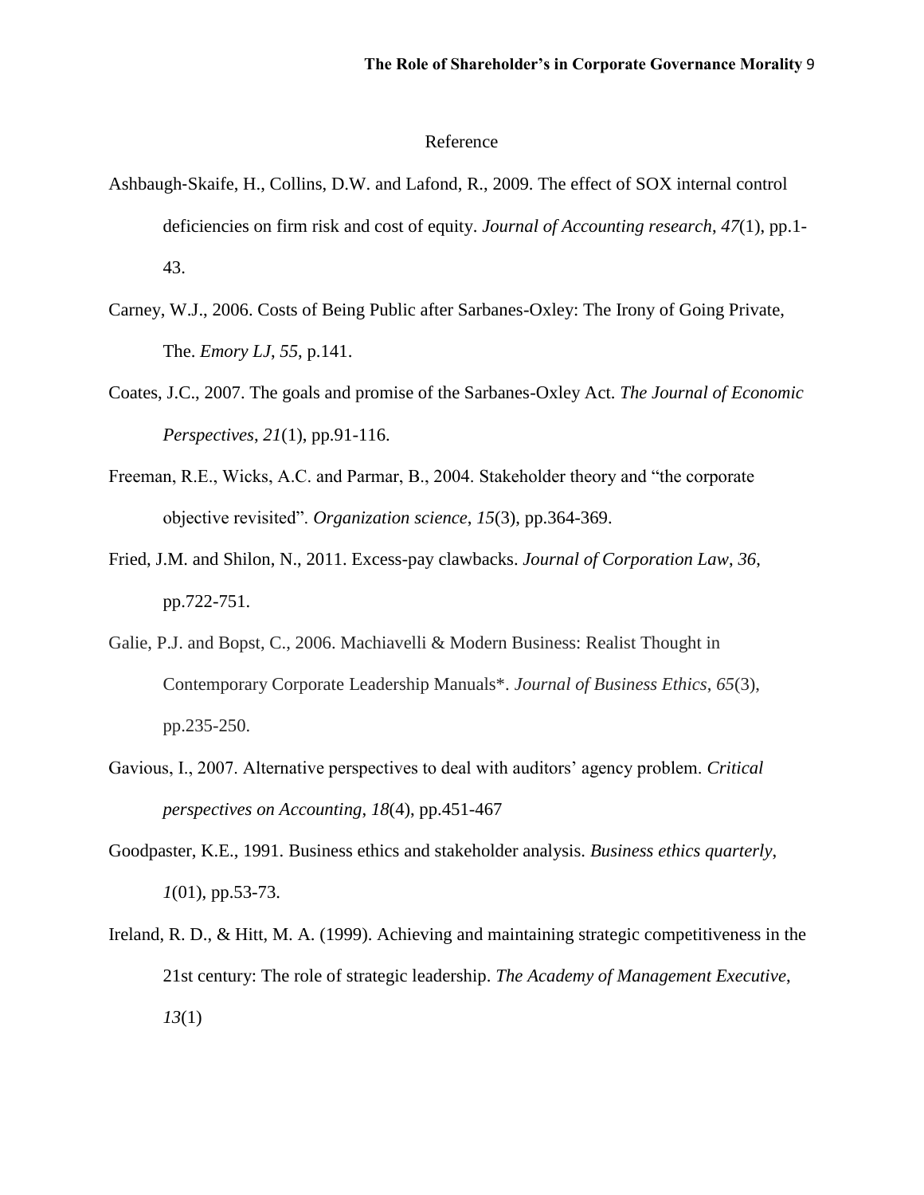# Reference

Ashbaugh‐Skaife, H., Collins, D.W. and Lafond, R., 2009. The effect of SOX internal control deficiencies on firm risk and cost of equity. *Journal of Accounting research*, *47*(1), pp.1-43.

Carney, W.J., 2006. Costs of Being Public after Sarbanes-Oxley: The Irony of Going Private, The. *Emory LJ*, *55*, p.141.

Coates, J.C., 2007. The goals and promise of the Sarbanes-Oxley Act. *The Journal of Economic Perspectives*, *21*(1), pp.91-116.

Freeman, R.E., Wicks, A.C. and Parmar, B., 2004. Stakeholder theory and "the corporate objective revisited". *Organization science*, *15*(3), pp.364-369.

Fried, J.M. and Shilon, N., 2011. Excess-pay clawbacks. *Journal of Corporation Law*, *36*, pp.722-751.

Galie, P.J. and Bopst, C., 2006. Machiavelli & Modern Business: Realist Thought in Contemporary Corporate Leadership Manuals*. *Journal of Business Ethics*, *65*(3), pp.235-250.

Gavious, I., 2007. Alternative perspectives to deal with auditors' agency problem. *Critical perspectives on Accounting*, *18*(4), pp.451-467

Goodpaster, K.E., 1991. Business ethics and stakeholder analysis. *Business ethics quarterly*, *1*(01), pp.53-73.

Ireland, R. D., & Hitt, M. A. (1999). Achieving and maintaining strategic competitiveness in the 21st century: The role of strategic leadership. *The Academy of Management Executive*, *13*(1)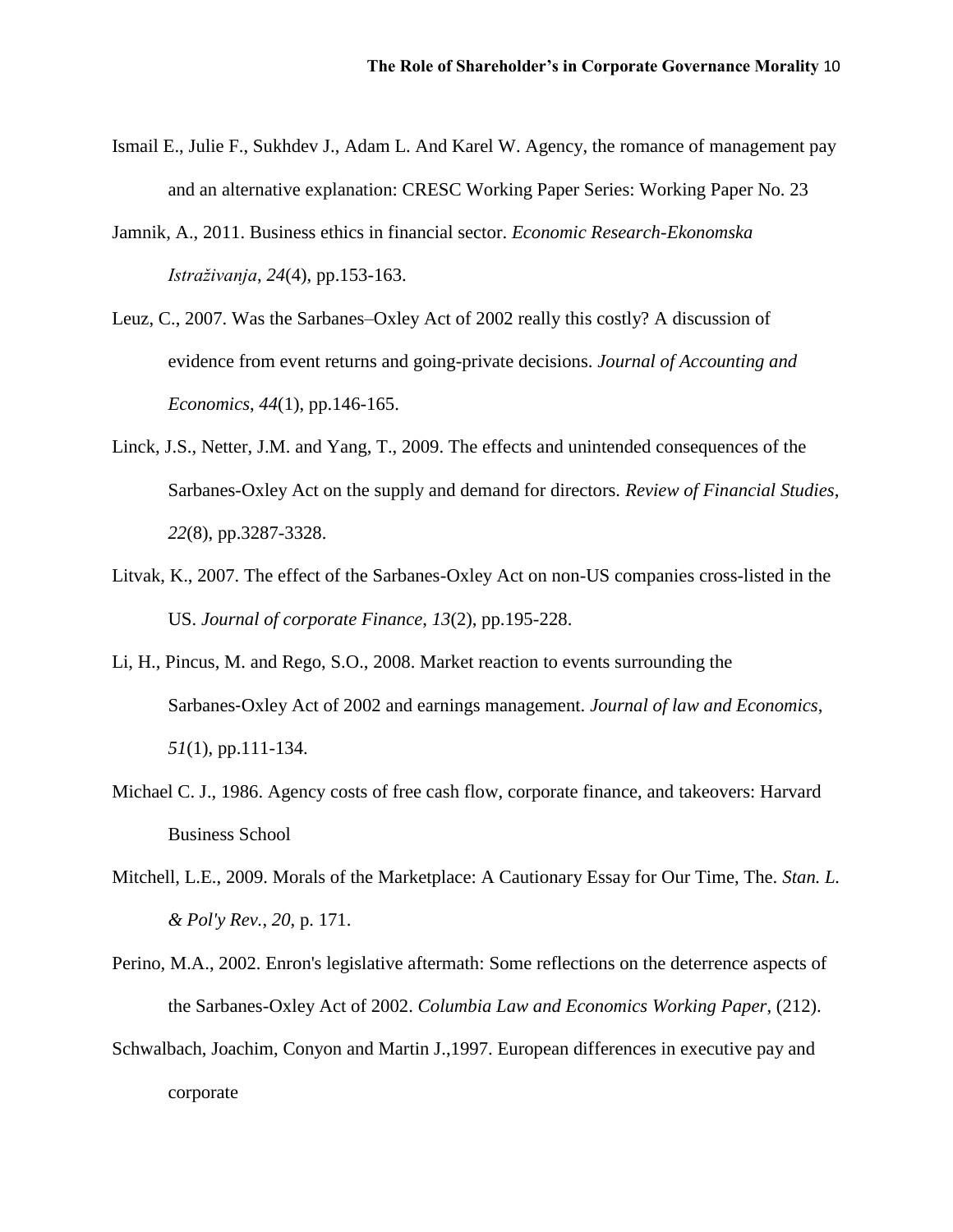Ismail E., Julie F., Sukhdev J., Adam L. And Karel W. Agency, the romance of management pay and an alternative explanation: CRESC Working Paper Series: Working Paper No. 23

Jamnik, A., 2011. Business ethics in financial sector. *Economic Research-Ekonomska Istraživanja*, *24*(4), pp.153-163.

Leuz, C., 2007. Was the Sarbanes–Oxley Act of 2002 really this costly? A discussion of evidence from event returns and going-private decisions. *Journal of Accounting and Economics*, *44*(1), pp.146-165.

Linck, J.S., Netter, J.M. and Yang, T., 2009. The effects and unintended consequences of the Sarbanes-Oxley Act on the supply and demand for directors. *Review of Financial Studies*, *22*(8), pp.3287-3328.

Litvak, K., 2007. The effect of the Sarbanes-Oxley Act on non-US companies cross-listed in the US. *Journal of corporate Finance*, *13*(2), pp.195-228.

Li, H., Pincus, M. and Rego, S.O., 2008. Market reaction to events surrounding the Sarbanes-Oxley Act of 2002 and earnings management. *Journal of law and Economics*, *51*(1), pp.111-134.

Michael C. J., 1986. Agency costs of free cash flow, corporate finance, and takeovers: Harvard Business School

Mitchell, L.E., 2009. Morals of the Marketplace: A Cautionary Essay for Our Time, The. *Stan. L. & Pol'y Rev.*, *20*, p. 171.

Perino, M.A., 2002. Enron's legislative aftermath: Some reflections on the deterrence aspects of the Sarbanes-Oxley Act of 2002. *Columbia Law and Economics Working Paper*, (212).

Schwalbach, Joachim, Conyon and Martin J.,1997. European differences in executive pay and corporate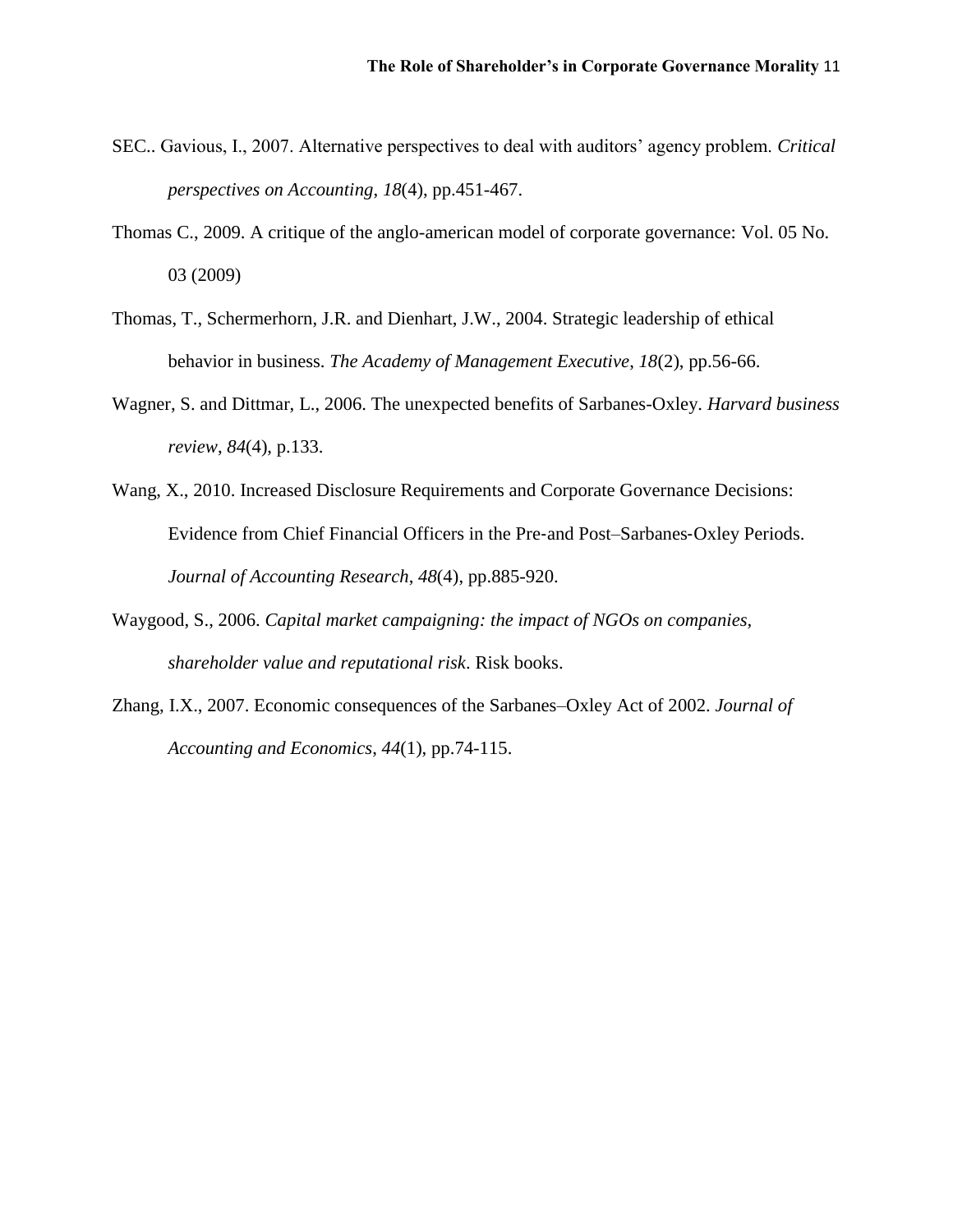SEC.. Gavious, I., 2007. Alternative perspectives to deal with auditors' agency problem. *Critical perspectives on Accounting*, *18*(4), pp.451-467.

Thomas C., 2009. A critique of the anglo-american model of corporate governance: Vol. 05 No. 03 (2009)

Thomas, T., Schermerhorn, J.R. and Dienhart, J.W., 2004. Strategic leadership of ethical behavior in business. *The Academy of Management Executive*, *18*(2), pp.56-66.

Wagner, S. and Dittmar, L., 2006. The unexpected benefits of Sarbanes-Oxley. *Harvard business review*, *84*(4), p.133.

Wang, X., 2010. Increased Disclosure Requirements and Corporate Governance Decisions: Evidence from Chief Financial Officers in the Pre‐and Post–Sarbanes‐Oxley Periods. *Journal of Accounting Research*, *48*(4), pp.885-920.

Waygood, S., 2006. *Capital market campaigning: the impact of NGOs on companies, shareholder value and reputational risk*. Risk books.

Zhang, I.X., 2007. Economic consequences of the Sarbanes–Oxley Act of 2002. *Journal of Accounting and Economics*, *44*(1), pp.74-115.